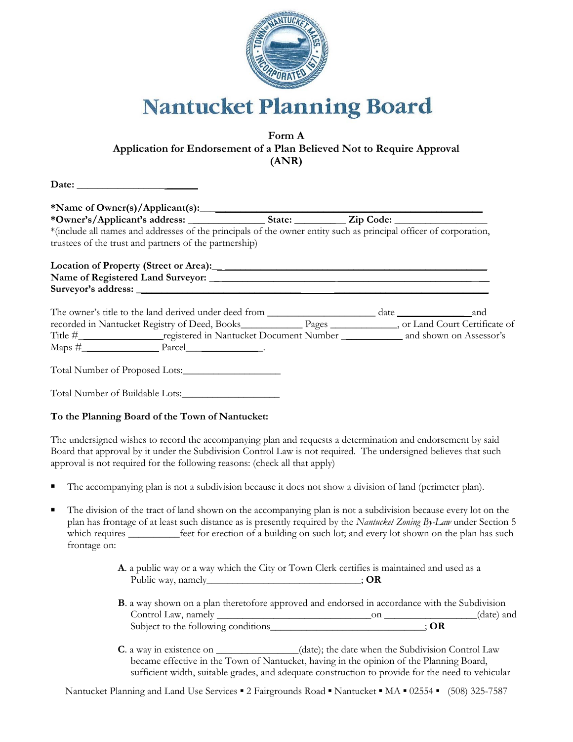# Nantucket Planning Board

**Form A**
**Application for Endorsement of a Plan Believed Not to Require Approval (ANR)**

**Date:** ________________________

**\*Name of Owner(s)/Applicant(s):**________________________________________________
**\*Owner's/Applicant's address:** ______________ **State:** __________ **Zip Code:** _________________
*(include all names and addresses of the principals of the owner entity such as principal officer of corporation, trustees of the trust and partners of the partnership)

**Location of Property (Street or Area):**________________________________________________
**Name of Registered Land Surveyor:** ________________________________________________
**Surveyor's address:** ________________________________________________

The owner's title to the land derived under deed from ____________________ date ______________and recorded in Nantucket Registry of Deed, Books___________ Pages _____________, or Land Court Certificate of Title #_______________registered in Nantucket Document Number ___________ and shown on Assessor's Maps #______________ Parcel_______________.

Total Number of Proposed Lots:__________________

Total Number of Buildable Lots:__________________

**To the Planning Board of the Town of Nantucket:**

The undersigned wishes to record the accompanying plan and requests a determination and endorsement by said Board that approval by it under the Subdivision Control Law is not required. The undersigned believes that such approval is not required for the following reasons: (check all that apply)

- The accompanying plan is not a subdivision because it does not show a division of land (perimeter plan).

- The division of the tract of land shown on the accompanying plan is not a subdivision because every lot on the plan has frontage of at least such distance as is presently required by the *Nantucket Zoning By-Law* under Section 5 which requires __________feet for erection of a building on such lot; and every lot shown on the plan has such frontage on:

  **A**. a public way or a way which the City or Town Clerk certifies is maintained and used as a Public way, namely______________________________; **OR**

  **B**. a way shown on a plan theretofore approved and endorsed in accordance with the Subdivision Control Law, namely ______________________________on _________________(date) and Subject to the following conditions______________________________; **OR**

  **C**. a way in existence on _______________(date); the date when the Subdivision Control Law became effective in the Town of Nantucket, having in the opinion of the Planning Board, sufficient width, suitable grades, and adequate construction to provide for the need to vehicular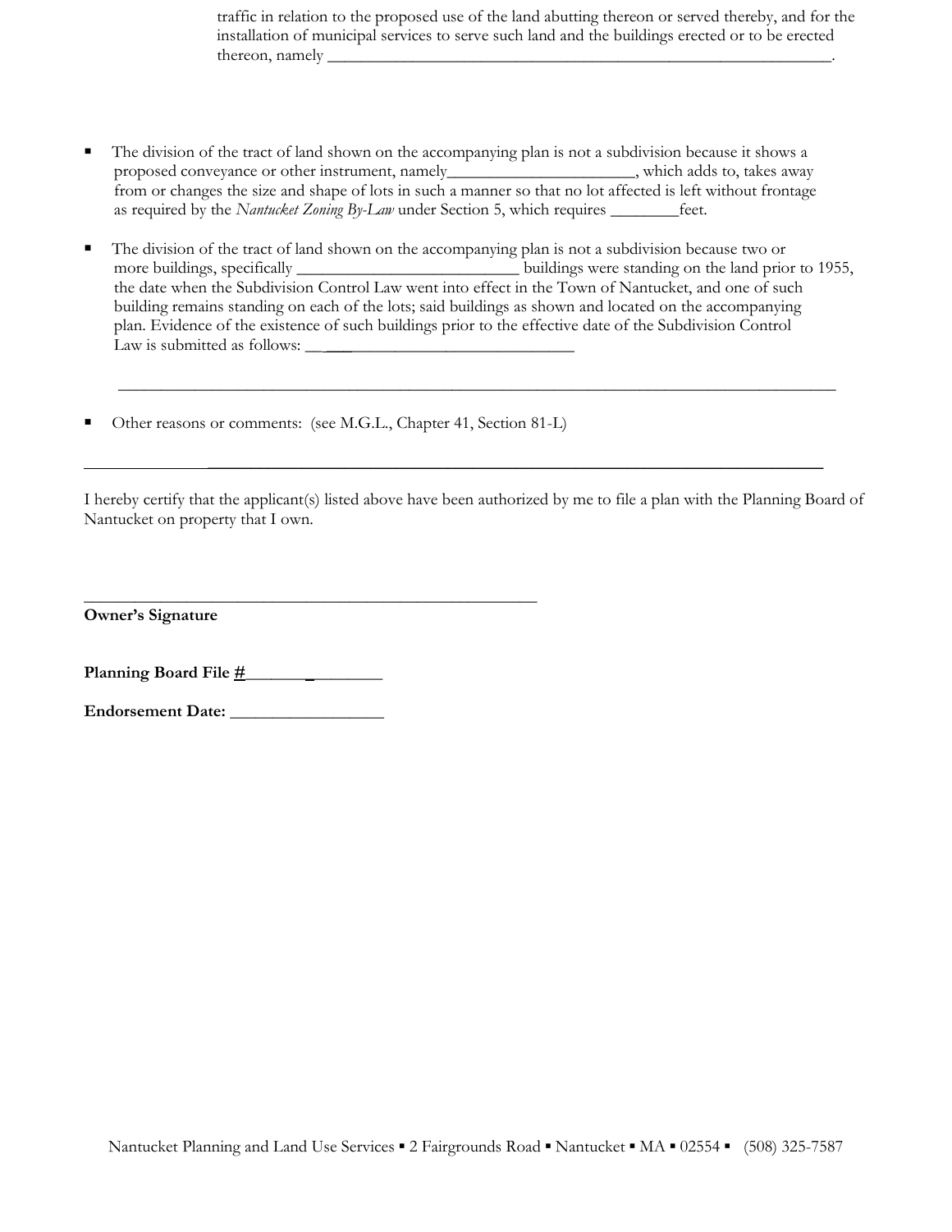traffic in relation to the proposed use of the land abutting thereon or served thereby, and for the installation of municipal services to serve such land and the buildings erected or to be erected thereon, namely ___________________________________________________________.

- The division of the tract of land shown on the accompanying plan is not a subdivision because it shows a proposed conveyance or other instrument, namely______________________, which adds to, takes away from or changes the size and shape of lots in such a manner so that no lot affected is left without frontage as required by the *Nantucket Zoning By-Law* under Section 5, which requires ________feet.

- The division of the tract of land shown on the accompanying plan is not a subdivision because two or more buildings, specifically __________________________ buildings were standing on the land prior to 1955, the date when the Subdivision Control Law went into effect in the Town of Nantucket, and one of such building remains standing on each of the lots; said buildings as shown and located on the accompanying plan. Evidence of the existence of such buildings prior to the effective date of the Subdivision Control Law is submitted as follows: _________________________________

  ________________________________________________________________________________________

- Other reasons or comments: (see M.G.L., Chapter 41, Section 81-L)

________________________________________________________________________________________

I hereby certify that the applicant(s) listed above have been authorized by me to file a plan with the Planning Board of Nantucket on property that I own.

______________________________________________________

**Owner's Signature**

**Planning Board File #________________**

**Endorsement Date: _________________**

Nantucket Planning and Land Use Services ▪ 2 Fairgrounds Road ▪ Nantucket ▪ MA ▪ 02554 ▪ (508) 325-7587